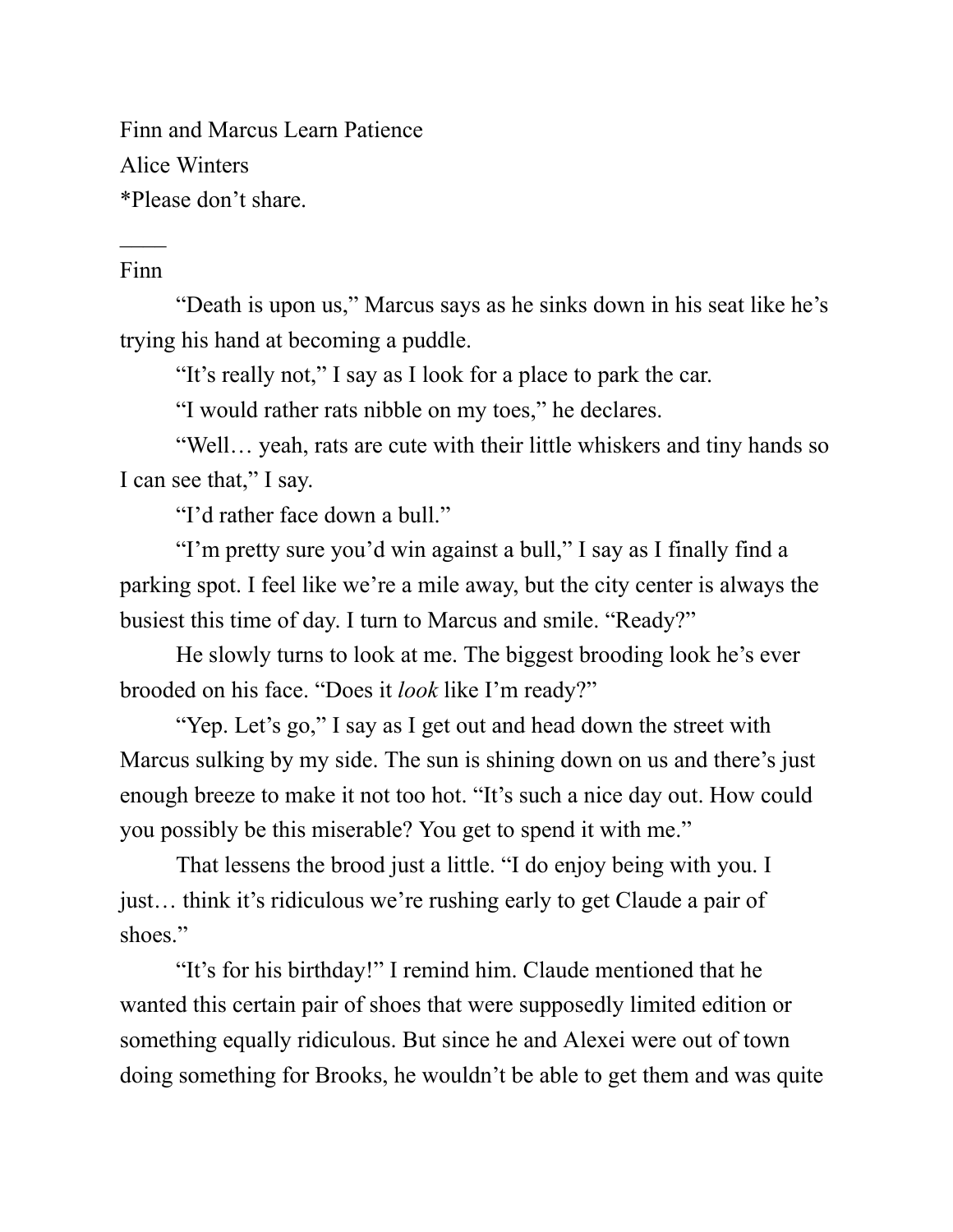Finn and Marcus Learn Patience

Alice Winters

*Please don't share.

____

Finn

"Death is upon us," Marcus says as he sinks down in his seat like he's trying his hand at becoming a puddle.

"It's really not," I say as I look for a place to park the car.

"I would rather rats nibble on my toes," he declares.

"Well… yeah, rats are cute with their little whiskers and tiny hands so I can see that," I say.

"I'd rather face down a bull."

"I'm pretty sure you'd win against a bull," I say as I finally find a parking spot. I feel like we're a mile away, but the city center is always the busiest this time of day. I turn to Marcus and smile. "Ready?"

He slowly turns to look at me. The biggest brooding look he's ever brooded on his face. "Does it *look* like I'm ready?"

"Yep. Let's go," I say as I get out and head down the street with Marcus sulking by my side. The sun is shining down on us and there's just enough breeze to make it not too hot. "It's such a nice day out. How could you possibly be this miserable? You get to spend it with me."

That lessens the brood just a little. "I do enjoy being with you. I just… think it's ridiculous we're rushing early to get Claude a pair of shoes."

"It's for his birthday!" I remind him. Claude mentioned that he wanted this certain pair of shoes that were supposedly limited edition or something equally ridiculous. But since he and Alexei were out of town doing something for Brooks, he wouldn't be able to get them and was quite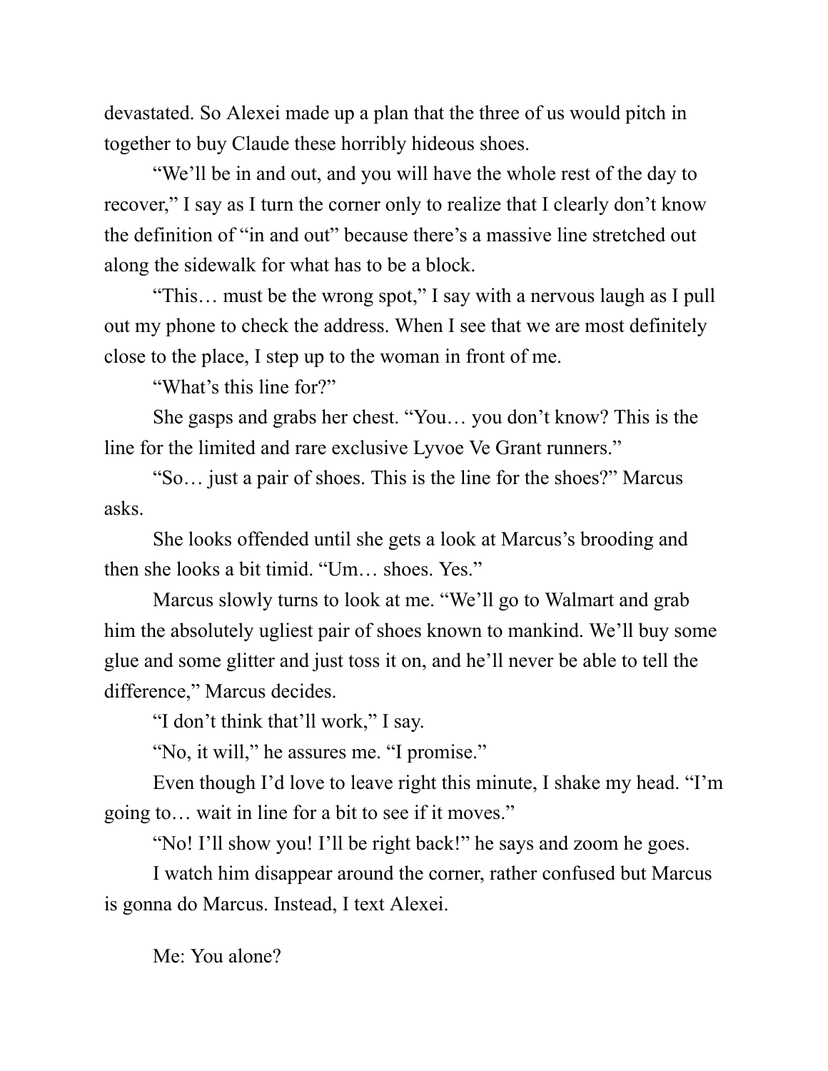devastated. So Alexei made up a plan that the three of us would pitch in together to buy Claude these horribly hideous shoes.

"We'll be in and out, and you will have the whole rest of the day to recover," I say as I turn the corner only to realize that I clearly don't know the definition of "in and out" because there's a massive line stretched out along the sidewalk for what has to be a block.

"This… must be the wrong spot," I say with a nervous laugh as I pull out my phone to check the address. When I see that we are most definitely close to the place, I step up to the woman in front of me.

"What's this line for?"

She gasps and grabs her chest. "You… you don't know? This is the line for the limited and rare exclusive Lyvoe Ve Grant runners."

"So… just a pair of shoes. This is the line for the shoes?" Marcus asks.

She looks offended until she gets a look at Marcus's brooding and then she looks a bit timid. "Um… shoes. Yes."

Marcus slowly turns to look at me. "We'll go to Walmart and grab him the absolutely ugliest pair of shoes known to mankind. We'll buy some glue and some glitter and just toss it on, and he'll never be able to tell the difference," Marcus decides.

"I don't think that'll work," I say.

"No, it will," he assures me. "I promise."

Even though I'd love to leave right this minute, I shake my head. "I'm going to… wait in line for a bit to see if it moves."

"No! I'll show you! I'll be right back!" he says and zoom he goes.

I watch him disappear around the corner, rather confused but Marcus is gonna do Marcus. Instead, I text Alexei.

Me: You alone?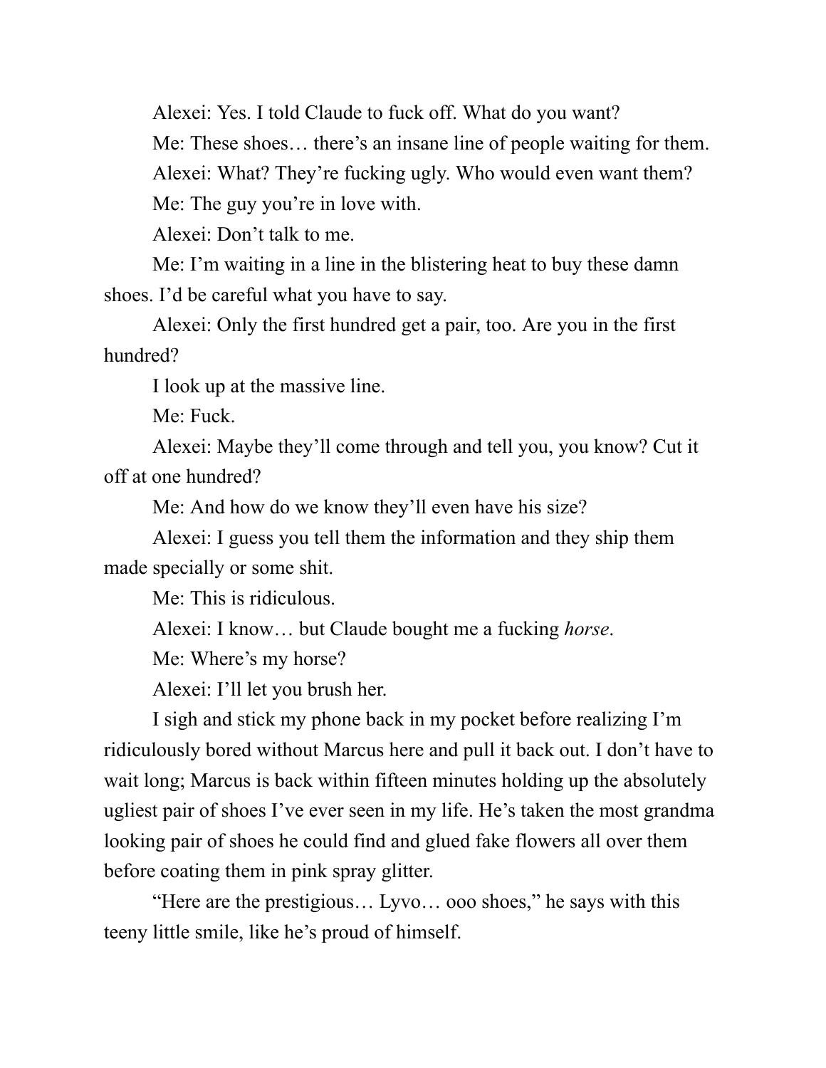Alexei: Yes. I told Claude to fuck off. What do you want?

Me: These shoes… there's an insane line of people waiting for them.

Alexei: What? They're fucking ugly. Who would even want them?

Me: The guy you're in love with.

Alexei: Don't talk to me.

Me: I'm waiting in a line in the blistering heat to buy these damn shoes. I'd be careful what you have to say.

Alexei: Only the first hundred get a pair, too. Are you in the first hundred?

I look up at the massive line.

Me: Fuck.

Alexei: Maybe they'll come through and tell you, you know? Cut it off at one hundred?

Me: And how do we know they'll even have his size?

Alexei: I guess you tell them the information and they ship them made specially or some shit.

Me: This is ridiculous.

Alexei: I know… but Claude bought me a fucking *horse*.

Me: Where's my horse?

Alexei: I'll let you brush her.

I sigh and stick my phone back in my pocket before realizing I'm ridiculously bored without Marcus here and pull it back out. I don't have to wait long; Marcus is back within fifteen minutes holding up the absolutely ugliest pair of shoes I've ever seen in my life. He's taken the most grandma looking pair of shoes he could find and glued fake flowers all over them before coating them in pink spray glitter.

"Here are the prestigious… Lyvo… ooo shoes," he says with this teeny little smile, like he's proud of himself.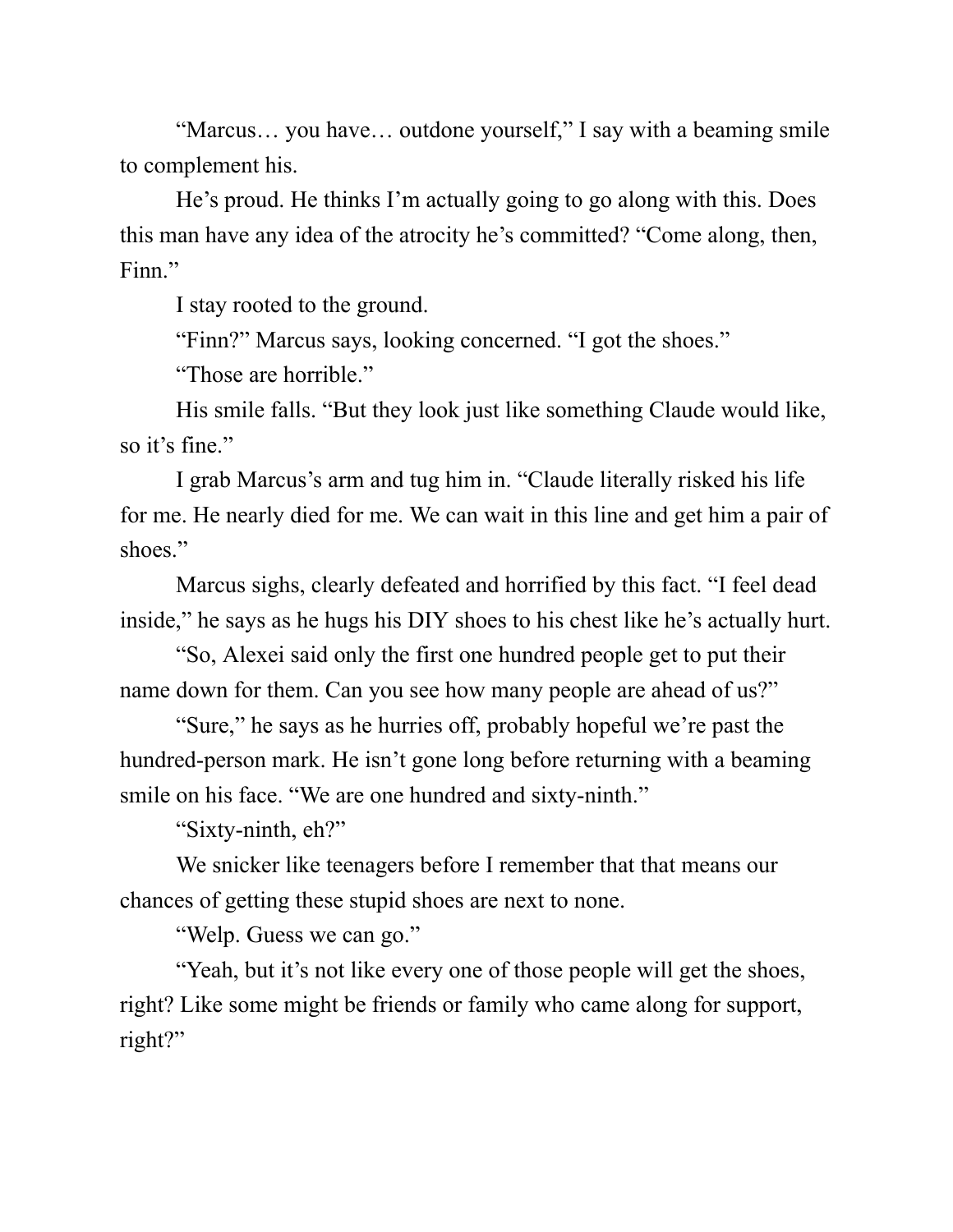"Marcus… you have… outdone yourself," I say with a beaming smile to complement his.

He's proud. He thinks I'm actually going to go along with this. Does this man have any idea of the atrocity he's committed? "Come along, then, Finn."

I stay rooted to the ground.

"Finn?" Marcus says, looking concerned. "I got the shoes."

"Those are horrible."

His smile falls. "But they look just like something Claude would like, so it's fine."

I grab Marcus's arm and tug him in. "Claude literally risked his life for me. He nearly died for me. We can wait in this line and get him a pair of shoes."

Marcus sighs, clearly defeated and horrified by this fact. "I feel dead inside," he says as he hugs his DIY shoes to his chest like he's actually hurt.

"So, Alexei said only the first one hundred people get to put their name down for them. Can you see how many people are ahead of us?"

"Sure," he says as he hurries off, probably hopeful we're past the hundred-person mark. He isn't gone long before returning with a beaming smile on his face. "We are one hundred and sixty-ninth."

"Sixty-ninth, eh?"

We snicker like teenagers before I remember that that means our chances of getting these stupid shoes are next to none.

"Welp. Guess we can go."

"Yeah, but it's not like every one of those people will get the shoes, right? Like some might be friends or family who came along for support, right?"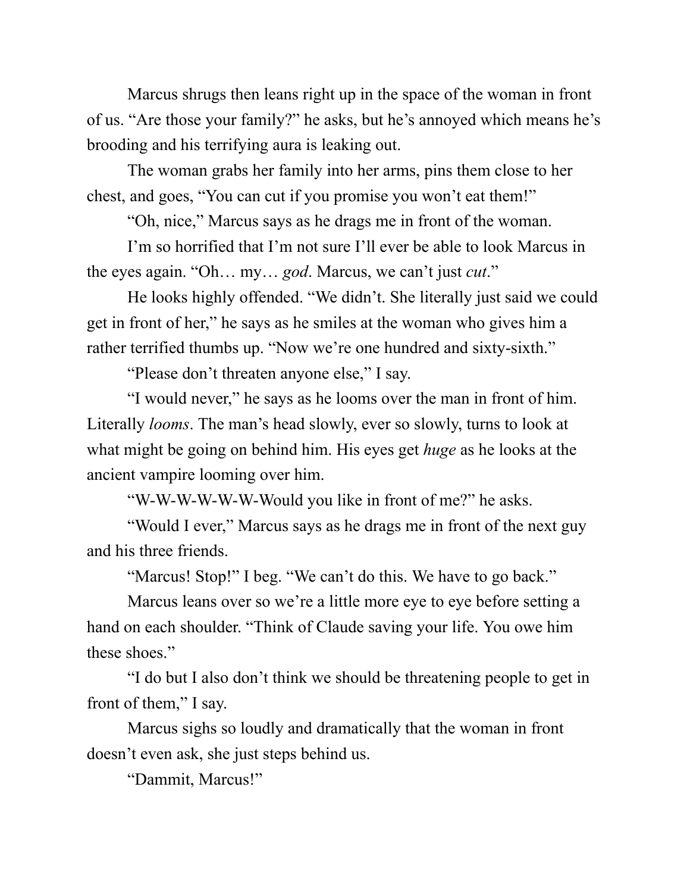Marcus shrugs then leans right up in the space of the woman in front of us. "Are those your family?" he asks, but he's annoyed which means he's brooding and his terrifying aura is leaking out.

The woman grabs her family into her arms, pins them close to her chest, and goes, "You can cut if you promise you won't eat them!"

"Oh, nice," Marcus says as he drags me in front of the woman.

I'm so horrified that I'm not sure I'll ever be able to look Marcus in the eyes again. "Oh… my… *god*. Marcus, we can't just *cut*."

He looks highly offended. "We didn't. She literally just said we could get in front of her," he says as he smiles at the woman who gives him a rather terrified thumbs up. "Now we're one hundred and sixty-sixth."

"Please don't threaten anyone else," I say.

"I would never," he says as he looms over the man in front of him. Literally *looms*. The man's head slowly, ever so slowly, turns to look at what might be going on behind him. His eyes get *huge* as he looks at the ancient vampire looming over him.

"W-W-W-W-W-W-Would you like in front of me?" he asks.

"Would I ever," Marcus says as he drags me in front of the next guy and his three friends.

"Marcus! Stop!" I beg. "We can't do this. We have to go back."

Marcus leans over so we're a little more eye to eye before setting a hand on each shoulder. "Think of Claude saving your life. You owe him these shoes."

"I do but I also don't think we should be threatening people to get in front of them," I say.

Marcus sighs so loudly and dramatically that the woman in front doesn't even ask, she just steps behind us.

"Dammit, Marcus!"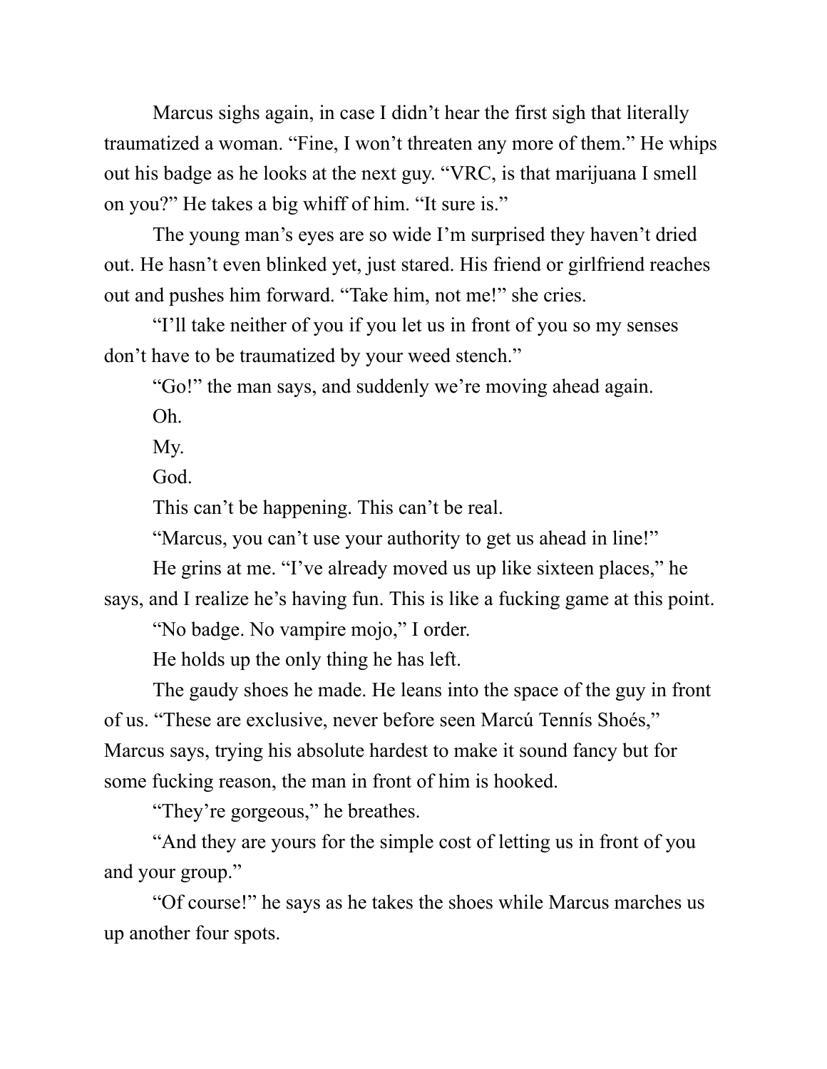Marcus sighs again, in case I didn't hear the first sigh that literally traumatized a woman. "Fine, I won't threaten any more of them." He whips out his badge as he looks at the next guy. "VRC, is that marijuana I smell on you?" He takes a big whiff of him. "It sure is."

The young man's eyes are so wide I'm surprised they haven't dried out. He hasn't even blinked yet, just stared. His friend or girlfriend reaches out and pushes him forward. "Take him, not me!" she cries.

"I'll take neither of you if you let us in front of you so my senses don't have to be traumatized by your weed stench."

"Go!" the man says, and suddenly we're moving ahead again.

Oh.

My.

God.

This can't be happening. This can't be real.

"Marcus, you can't use your authority to get us ahead in line!"

He grins at me. "I've already moved us up like sixteen places," he says, and I realize he's having fun. This is like a fucking game at this point.

"No badge. No vampire mojo," I order.

He holds up the only thing he has left.

The gaudy shoes he made. He leans into the space of the guy in front of us. "These are exclusive, never before seen Marcú Tennís Shoés," Marcus says, trying his absolute hardest to make it sound fancy but for some fucking reason, the man in front of him is hooked.

"They're gorgeous," he breathes.

"And they are yours for the simple cost of letting us in front of you and your group."

"Of course!" he says as he takes the shoes while Marcus marches us up another four spots.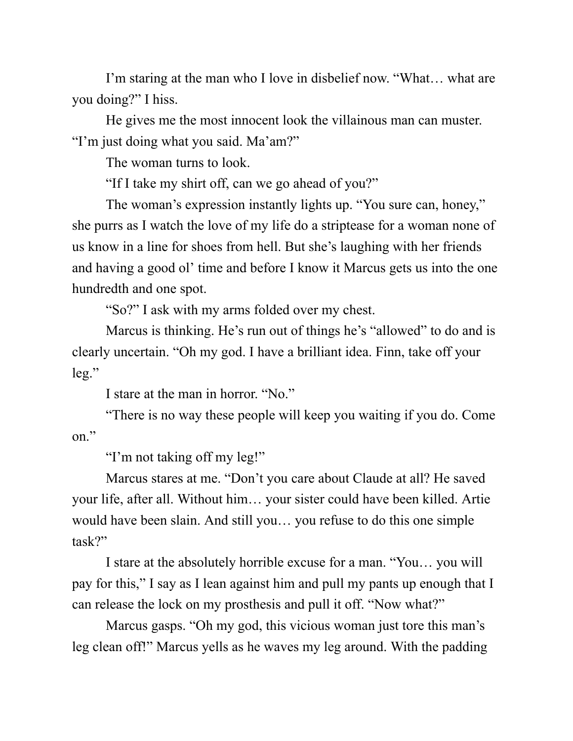I’m staring at the man who I love in disbelief now. “What… what are you doing?” I hiss.

He gives me the most innocent look the villainous man can muster. “I’m just doing what you said. Ma’am?”

The woman turns to look.

“If I take my shirt off, can we go ahead of you?”

The woman’s expression instantly lights up. “You sure can, honey,” she purrs as I watch the love of my life do a striptease for a woman none of us know in a line for shoes from hell. But she’s laughing with her friends and having a good ol’ time and before I know it Marcus gets us into the one hundredth and one spot.

“So?” I ask with my arms folded over my chest.

Marcus is thinking. He’s run out of things he’s “allowed” to do and is clearly uncertain. “Oh my god. I have a brilliant idea. Finn, take off your leg.”

I stare at the man in horror. “No.”

“There is no way these people will keep you waiting if you do. Come on.”

“I’m not taking off my leg!”

Marcus stares at me. “Don’t you care about Claude at all? He saved your life, after all. Without him… your sister could have been killed. Artie would have been slain. And still you… you refuse to do this one simple task?”

I stare at the absolutely horrible excuse for a man. “You… you will pay for this,” I say as I lean against him and pull my pants up enough that I can release the lock on my prosthesis and pull it off. “Now what?”

Marcus gasps. “Oh my god, this vicious woman just tore this man’s leg clean off!” Marcus yells as he waves my leg around. With the padding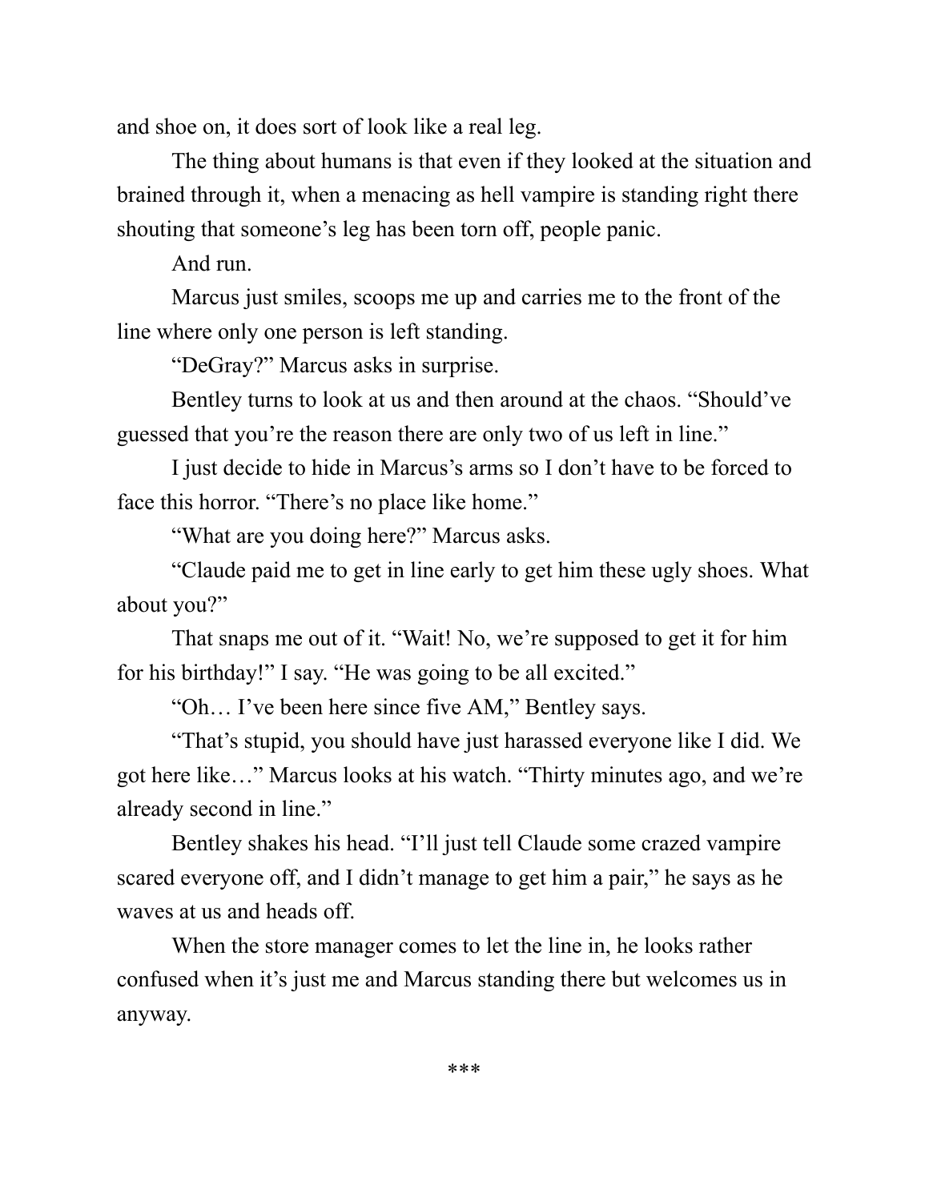and shoe on, it does sort of look like a real leg.

The thing about humans is that even if they looked at the situation and brained through it, when a menacing as hell vampire is standing right there shouting that someone's leg has been torn off, people panic.

And run.

Marcus just smiles, scoops me up and carries me to the front of the line where only one person is left standing.

"DeGray?" Marcus asks in surprise.

Bentley turns to look at us and then around at the chaos. "Should've guessed that you're the reason there are only two of us left in line."

I just decide to hide in Marcus's arms so I don't have to be forced to face this horror. "There's no place like home."

"What are you doing here?" Marcus asks.

"Claude paid me to get in line early to get him these ugly shoes. What about you?"

That snaps me out of it. "Wait! No, we're supposed to get it for him for his birthday!" I say. "He was going to be all excited."

"Oh… I've been here since five AM," Bentley says.

"That's stupid, you should have just harassed everyone like I did. We got here like…" Marcus looks at his watch. "Thirty minutes ago, and we're already second in line."

Bentley shakes his head. "I'll just tell Claude some crazed vampire scared everyone off, and I didn't manage to get him a pair," he says as he waves at us and heads off.

When the store manager comes to let the line in, he looks rather confused when it's just me and Marcus standing there but welcomes us in anyway.

***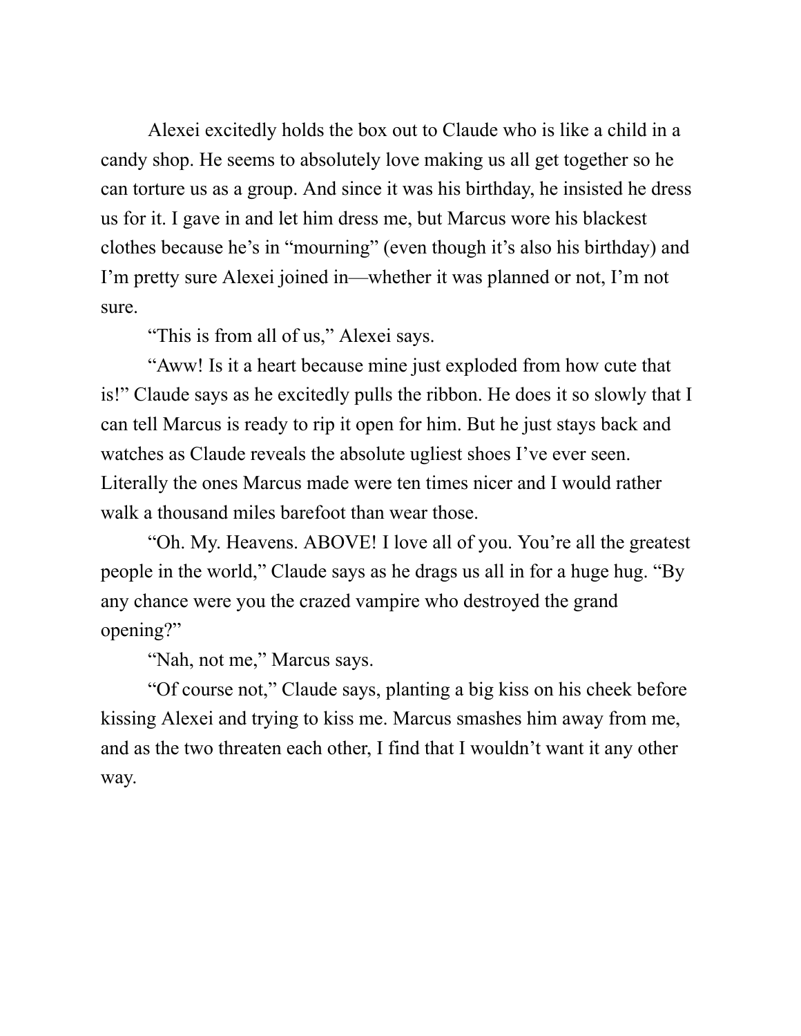Alexei excitedly holds the box out to Claude who is like a child in a candy shop. He seems to absolutely love making us all get together so he can torture us as a group. And since it was his birthday, he insisted he dress us for it. I gave in and let him dress me, but Marcus wore his blackest clothes because he's in "mourning" (even though it's also his birthday) and I'm pretty sure Alexei joined in—whether it was planned or not, I'm not sure.

"This is from all of us," Alexei says.

"Aww! Is it a heart because mine just exploded from how cute that is!" Claude says as he excitedly pulls the ribbon. He does it so slowly that I can tell Marcus is ready to rip it open for him. But he just stays back and watches as Claude reveals the absolute ugliest shoes I've ever seen. Literally the ones Marcus made were ten times nicer and I would rather walk a thousand miles barefoot than wear those.

"Oh. My. Heavens. ABOVE! I love all of you. You're all the greatest people in the world," Claude says as he drags us all in for a huge hug. "By any chance were you the crazed vampire who destroyed the grand opening?"

"Nah, not me," Marcus says.

"Of course not," Claude says, planting a big kiss on his cheek before kissing Alexei and trying to kiss me. Marcus smashes him away from me, and as the two threaten each other, I find that I wouldn't want it any other way.